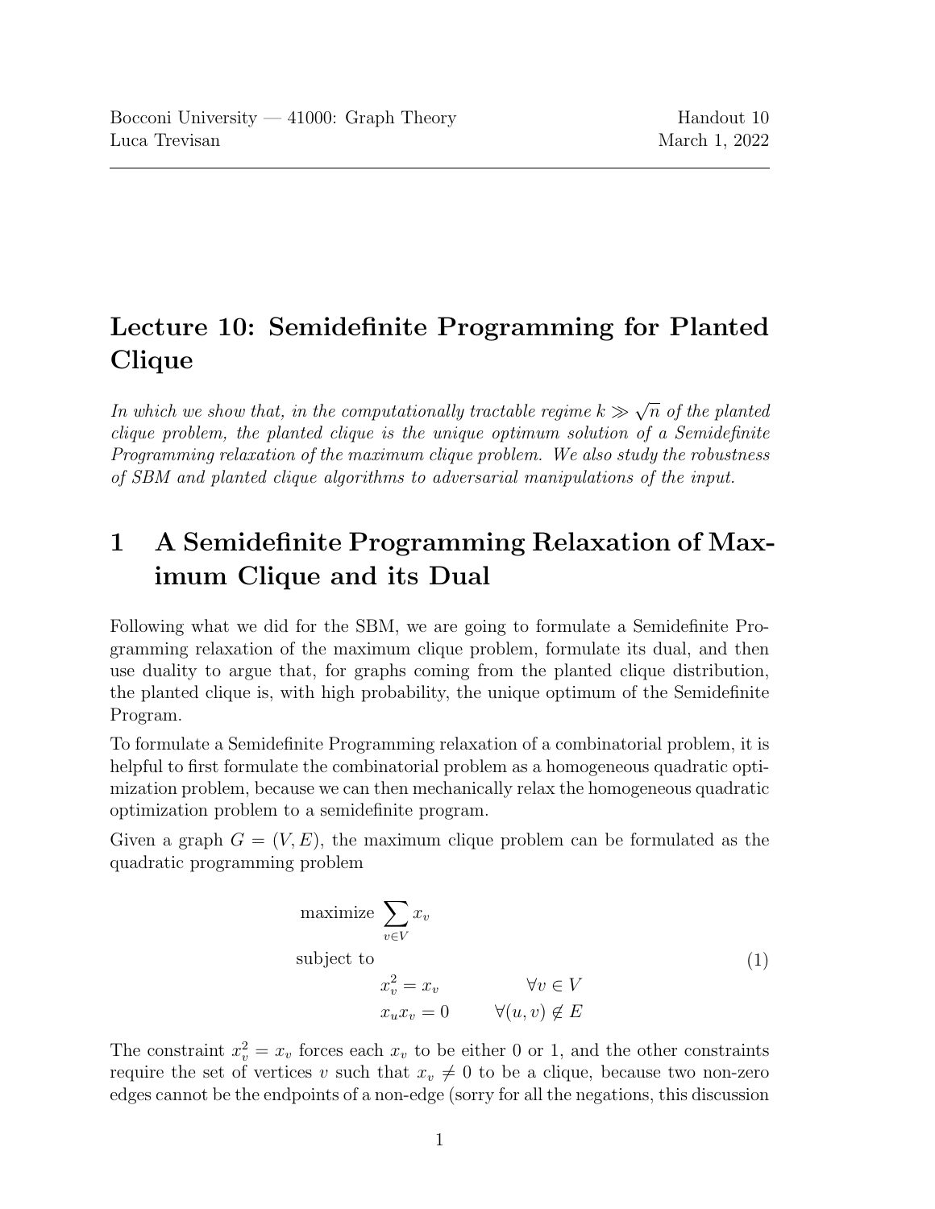Bocconi University — 41000: Graph Theory
Luca Trevisan

Handout 10
March 1, 2022

# Lecture 10: Semidefinite Programming for Planted Clique

*In which we show that, in the computationally tractable regime $k \gg \sqrt{n}$ of the planted clique problem, the planted clique is the unique optimum solution of a Semidefinite Programming relaxation of the maximum clique problem. We also study the robustness of SBM and planted clique algorithms to adversarial manipulations of the input.*

## 1 A Semidefinite Programming Relaxation of Maximum Clique and its Dual

Following what we did for the SBM, we are going to formulate a Semidefinite Programming relaxation of the maximum clique problem, formulate its dual, and then use duality to argue that, for graphs coming from the planted clique distribution, the planted clique is, with high probability, the unique optimum of the Semidefinite Program.

To formulate a Semidefinite Programming relaxation of a combinatorial problem, it is helpful to first formulate the combinatorial problem as a homogeneous quadratic optimization problem, because we can then mechanically relax the homogeneous quadratic optimization problem to a semidefinite program.

Given a graph $G = (V, E)$, the maximum clique problem can be formulated as the quadratic programming problem

$$
\begin{aligned}
\text{maximize } & \sum_{v \in V} x_v \\
\text{subject to } & \\
& x_v^2 = x_v \qquad \forall v \in V \\
& x_u x_v = 0 \qquad \forall (u, v) \notin E
\end{aligned}
\tag{1}
$$

The constraint $x_v^2 = x_v$ forces each $x_v$ to be either 0 or 1, and the other constraints require the set of vertices $v$ such that $x_v \neq 0$ to be a clique, because two non-zero edges cannot be the endpoints of a non-edge (sorry for all the negations, this discussion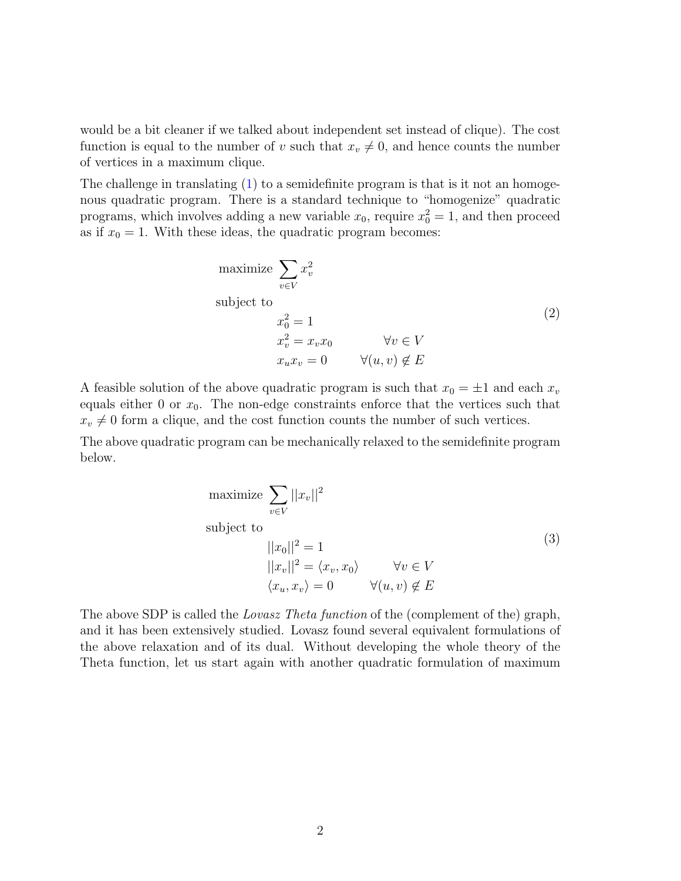would be a bit cleaner if we talked about independent set instead of clique). The cost function is equal to the number of $v$ such that $x_v \neq 0$, and hence counts the number of vertices in a maximum clique.

The challenge in translating (1) to a semidefinite program is that is it not an homogenous quadratic program. There is a standard technique to "homogenize" quadratic programs, which involves adding a new variable $x_0$, require $x_0^2 = 1$, and then proceed as if $x_0 = 1$. With these ideas, the quadratic program becomes:

$$
\begin{aligned}
\text{maximize } & \sum_{v \in V} x_v^2 \\
\text{subject to } & \\
& x_0^2 = 1 \\
& x_v^2 = x_v x_0 \qquad \forall v \in V \\
& x_u x_v = 0 \qquad \forall (u, v) \notin E
\end{aligned}
\tag{2}
$$

A feasible solution of the above quadratic program is such that $x_0 = \pm 1$ and each $x_v$ equals either 0 or $x_0$. The non-edge constraints enforce that the vertices such that $x_v \neq 0$ form a clique, and the cost function counts the number of such vertices.

The above quadratic program can be mechanically relaxed to the semidefinite program below.

$$
\begin{aligned}
\text{maximize } & \sum_{v \in V} ||x_v||^2 \\
\text{subject to } & \\
& ||x_0||^2 = 1 \\
& ||x_v||^2 = \langle x_v, x_0 \rangle \qquad \forall v \in V \\
& \langle x_u, x_v \rangle = 0 \qquad \forall (u, v) \notin E
\end{aligned}
\tag{3}
$$

The above SDP is called the *Lovasz Theta function* of the (complement of the) graph, and it has been extensively studied. Lovasz found several equivalent formulations of the above relaxation and of its dual. Without developing the whole theory of the Theta function, let us start again with another quadratic formulation of maximum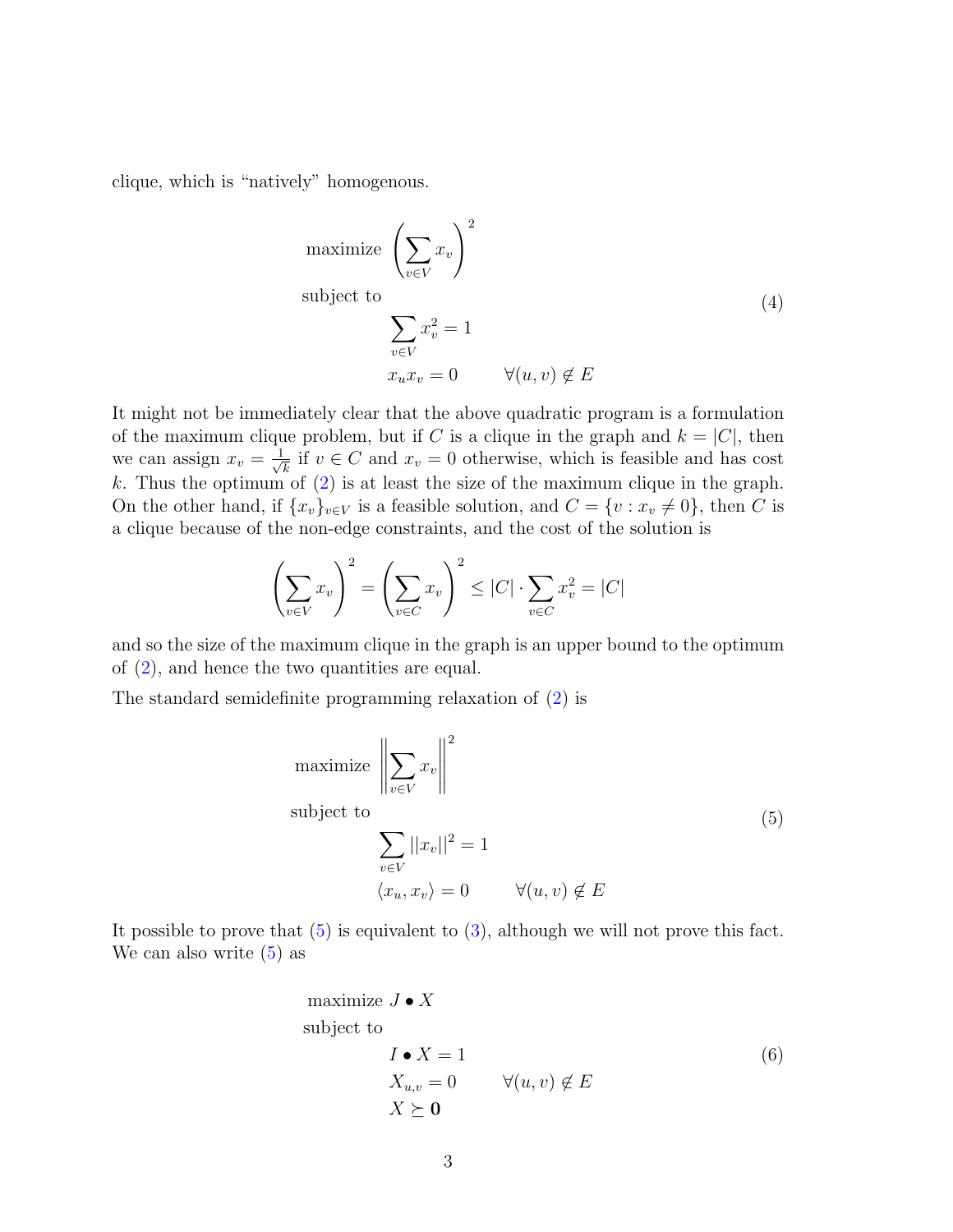clique, which is "natively" homogenous.

$$
\begin{aligned}
&\text{maximize } \left(\sum_{v\in V} x_v\right)^2 \\
&\text{subject to} \\
&\qquad \sum_{v\in V} x_v^2 = 1 \\
&\qquad x_u x_v = 0 \qquad \forall (u,v) \notin E
\end{aligned}
\tag{4}
$$

It might not be immediately clear that the above quadratic program is a formulation of the maximum clique problem, but if $C$ is a clique in the graph and $k = |C|$, then we can assign $x_v = \frac{1}{\sqrt{k}}$ if $v \in C$ and $x_v = 0$ otherwise, which is feasible and has cost $k$. Thus the optimum of (2) is at least the size of the maximum clique in the graph. On the other hand, if $\{x_v\}_{v\in V}$ is a feasible solution, and $C = \{v : x_v \neq 0\}$, then $C$ is a clique because of the non-edge constraints, and the cost of the solution is

$$
\left(\sum_{v\in V} x_v\right)^2 = \left(\sum_{v\in C} x_v\right)^2 \leq |C| \cdot \sum_{v\in C} x_v^2 = |C|
$$

and so the size of the maximum clique in the graph is an upper bound to the optimum of (2), and hence the two quantities are equal.

The standard semidefinite programming relaxation of (2) is

$$
\begin{aligned}
&\text{maximize } \left\|\sum_{v\in V} x_v\right\|^2 \\
&\text{subject to} \\
&\qquad \sum_{v\in V} ||x_v||^2 = 1 \\
&\qquad \langle x_u, x_v\rangle = 0 \qquad \forall (u,v) \notin E
\end{aligned}
\tag{5}
$$

It possible to prove that (5) is equivalent to (3), although we will not prove this fact. We can also write (5) as

$$
\begin{aligned}
&\text{maximize } J \bullet X \\
&\text{subject to} \\
&\qquad I \bullet X = 1 \\
&\qquad X_{u,v} = 0 \qquad \forall (u,v) \notin E \\
&\qquad X \succeq \mathbf{0}
\end{aligned}
\tag{6}
$$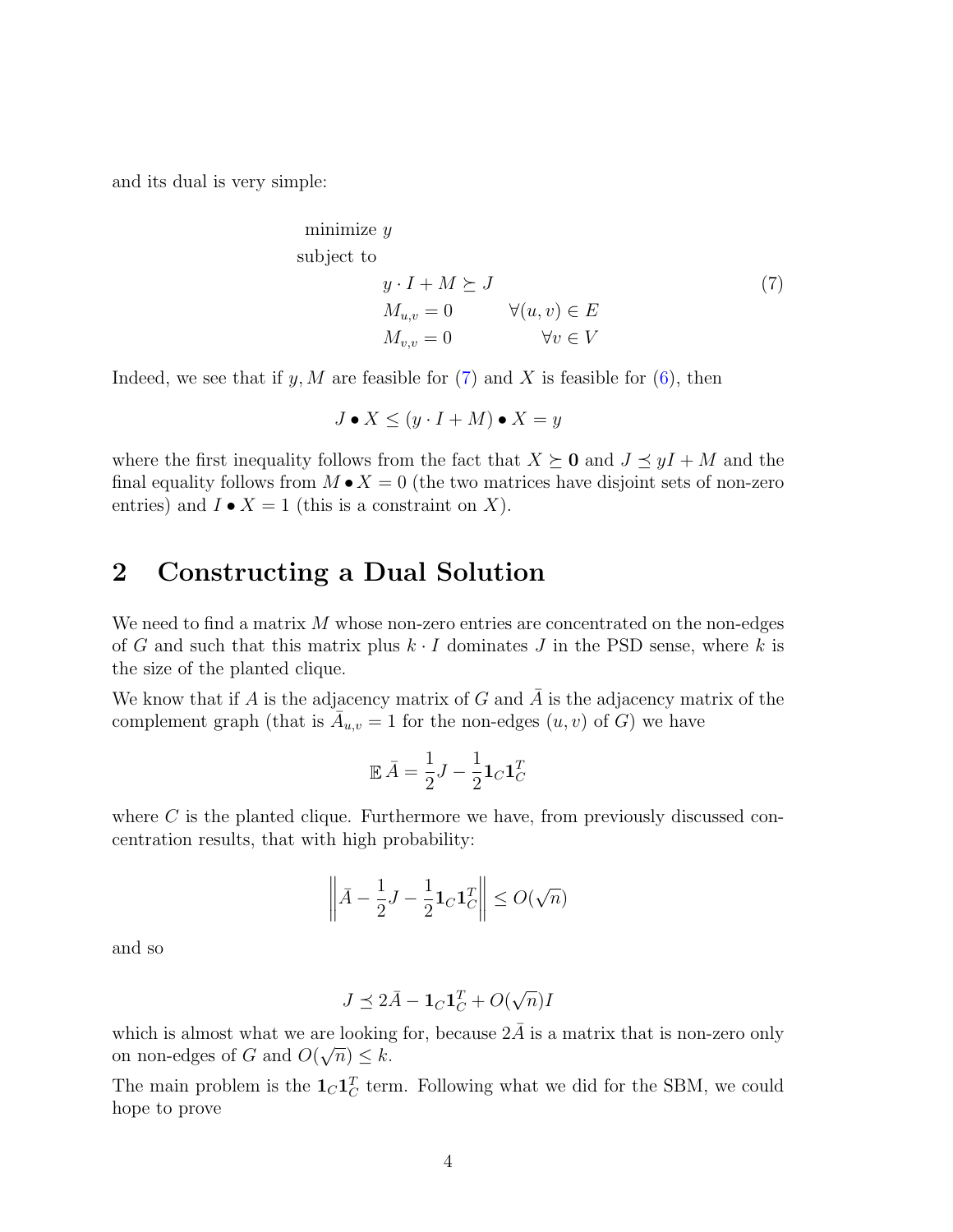and its dual is very simple:

$$
\begin{aligned}
&\text{minimize } y \\
&\text{subject to} \\
&\qquad y \cdot I + M \succeq J \\
&\qquad M_{u,v} = 0 \qquad \forall (u,v) \in E \\
&\qquad M_{v,v} = 0 \qquad \forall v \in V
\end{aligned}
\tag{7}
$$

Indeed, we see that if $y, M$ are feasible for (7) and $X$ is feasible for (6), then

$$
J \bullet X \leq (y \cdot I + M) \bullet X = y
$$

where the first inequality follows from the fact that $X \succeq \mathbf{0}$ and $J \preceq yI + M$ and the final equality follows from $M \bullet X = 0$ (the two matrices have disjoint sets of non-zero entries) and $I \bullet X = 1$ (this is a constraint on $X$).

## 2 Constructing a Dual Solution

We need to find a matrix $M$ whose non-zero entries are concentrated on the non-edges of $G$ and such that this matrix plus $k \cdot I$ dominates $J$ in the PSD sense, where $k$ is the size of the planted clique.

We know that if $A$ is the adjacency matrix of $G$ and $\bar{A}$ is the adjacency matrix of the complement graph (that is $\bar{A}_{u,v} = 1$ for the non-edges $(u,v)$ of $G$) we have

$$
\mathbb{E}\,\bar{A} = \frac{1}{2}J - \frac{1}{2}\mathbf{1}_C \mathbf{1}_C^T
$$

where $C$ is the planted clique. Furthermore we have, from previously discussed concentration results, that with high probability:

$$
\left\| \bar{A} - \frac{1}{2}J - \frac{1}{2}\mathbf{1}_C \mathbf{1}_C^T \right\| \leq O(\sqrt{n})
$$

and so

$$
J \preceq 2\bar{A} - \mathbf{1}_C \mathbf{1}_C^T + O(\sqrt{n})I
$$

which is almost what we are looking for, because $2\bar{A}$ is a matrix that is non-zero only on non-edges of $G$ and $O(\sqrt{n}) \leq k$.

The main problem is the $\mathbf{1}_C \mathbf{1}_C^T$ term. Following what we did for the SBM, we could hope to prove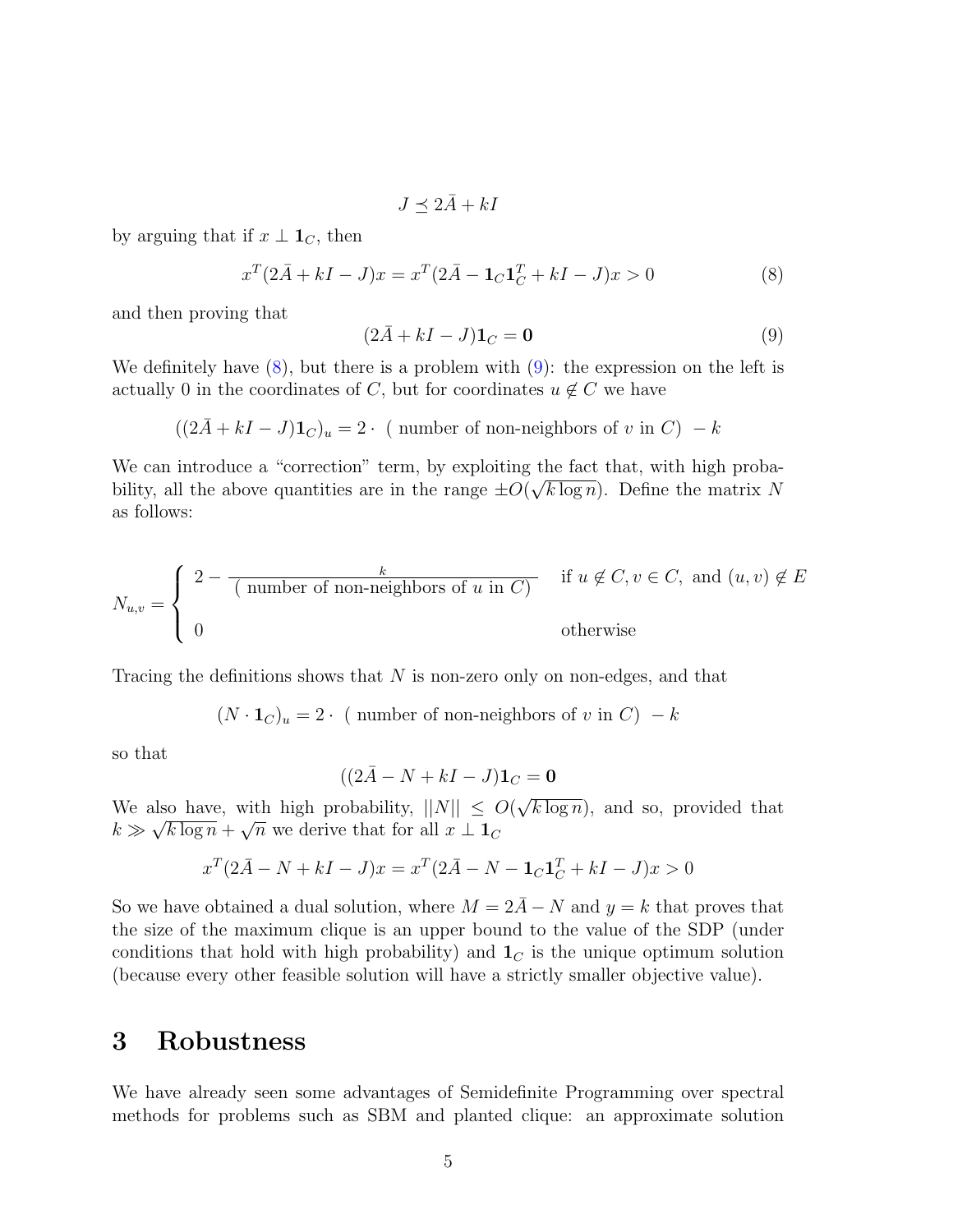$$J \preceq 2\bar{A} + kI$$

by arguing that if $x \perp \mathbf{1}_C$, then

$$x^T(2\bar{A} + kI - J)x = x^T(2\bar{A} - \mathbf{1}_C\mathbf{1}_C^T + kI - J)x > 0 \tag{8}$$

and then proving that

$$(2\bar{A} + kI - J)\mathbf{1}_C = \mathbf{0} \tag{9}$$

We definitely have (8), but there is a problem with (9): the expression on the left is actually 0 in the coordinates of $C$, but for coordinates $u \notin C$ we have

$$((2\bar{A} + kI - J)\mathbf{1}_C)_u = 2 \cdot \text{ ( number of non-neighbors of } v \text{ in } C) \ - k$$

We can introduce a "correction" term, by exploiting the fact that, with high probability, all the above quantities are in the range $\pm O(\sqrt{k \log n})$. Define the matrix $N$ as follows:

$$N_{u,v} = \begin{cases} 2 - \dfrac{k}{\text{( number of non-neighbors of } u \text{ in } C)} & \text{if } u \notin C, v \in C, \text{ and } (u,v) \notin E \\ 0 & \text{otherwise} \end{cases}$$

Tracing the definitions shows that $N$ is non-zero only on non-edges, and that

$$(N \cdot \mathbf{1}_C)_u = 2 \cdot \text{ ( number of non-neighbors of } v \text{ in } C) \ - k$$

so that

$$((2\bar{A} - N + kI - J)\mathbf{1}_C = \mathbf{0}$$

We also have, with high probability, $||N|| \leq O(\sqrt{k \log n})$, and so, provided that $k \gg \sqrt{k \log n} + \sqrt{n}$ we derive that for all $x \perp \mathbf{1}_C$

$$x^T(2\bar{A} - N + kI - J)x = x^T(2\bar{A} - N - \mathbf{1}_C\mathbf{1}_C^T + kI - J)x > 0$$

So we have obtained a dual solution, where $M = 2\bar{A} - N$ and $y = k$ that proves that the size of the maximum clique is an upper bound to the value of the SDP (under conditions that hold with high probability) and $\mathbf{1}_C$ is the unique optimum solution (because every other feasible solution will have a strictly smaller objective value).

# 3 Robustness

We have already seen some advantages of Semidefinite Programming over spectral methods for problems such as SBM and planted clique: an approximate solution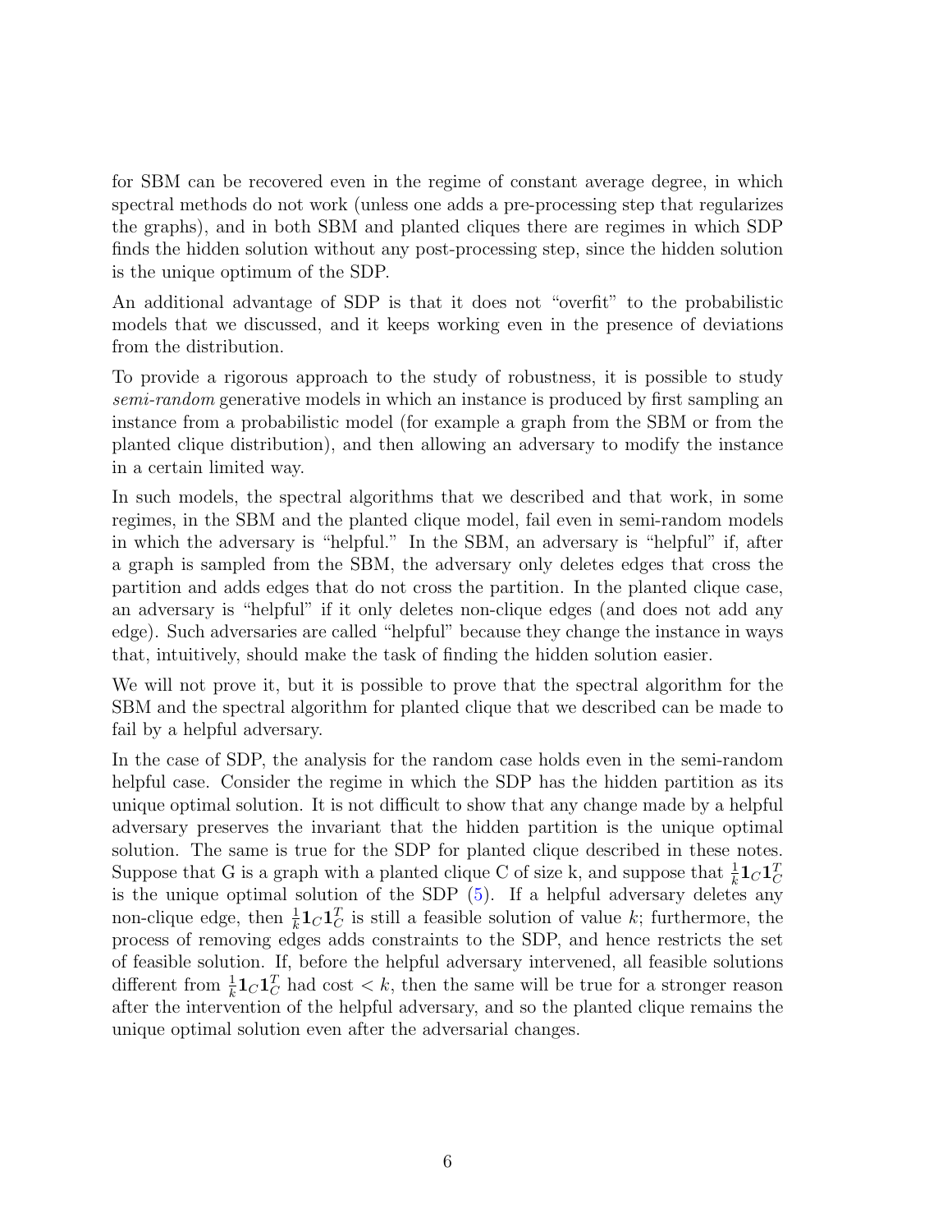for SBM can be recovered even in the regime of constant average degree, in which spectral methods do not work (unless one adds a pre-processing step that regularizes the graphs), and in both SBM and planted cliques there are regimes in which SDP finds the hidden solution without any post-processing step, since the hidden solution is the unique optimum of the SDP.

An additional advantage of SDP is that it does not "overfit" to the probabilistic models that we discussed, and it keeps working even in the presence of deviations from the distribution.

To provide a rigorous approach to the study of robustness, it is possible to study *semi-random* generative models in which an instance is produced by first sampling an instance from a probabilistic model (for example a graph from the SBM or from the planted clique distribution), and then allowing an adversary to modify the instance in a certain limited way.

In such models, the spectral algorithms that we described and that work, in some regimes, in the SBM and the planted clique model, fail even in semi-random models in which the adversary is "helpful." In the SBM, an adversary is "helpful" if, after a graph is sampled from the SBM, the adversary only deletes edges that cross the partition and adds edges that do not cross the partition. In the planted clique case, an adversary is "helpful" if it only deletes non-clique edges (and does not add any edge). Such adversaries are called "helpful" because they change the instance in ways that, intuitively, should make the task of finding the hidden solution easier.

We will not prove it, but it is possible to prove that the spectral algorithm for the SBM and the spectral algorithm for planted clique that we described can be made to fail by a helpful adversary.

In the case of SDP, the analysis for the random case holds even in the semi-random helpful case. Consider the regime in which the SDP has the hidden partition as its unique optimal solution. It is not difficult to show that any change made by a helpful adversary preserves the invariant that the hidden partition is the unique optimal solution. The same is true for the SDP for planted clique described in these notes. Suppose that G is a graph with a planted clique C of size k, and suppose that $\frac{1}{k}\mathbf{1}_C\mathbf{1}_C^T$ is the unique optimal solution of the SDP (5). If a helpful adversary deletes any non-clique edge, then $\frac{1}{k}\mathbf{1}_C\mathbf{1}_C^T$ is still a feasible solution of value $k$; furthermore, the process of removing edges adds constraints to the SDP, and hence restricts the set of feasible solution. If, before the helpful adversary intervened, all feasible solutions different from $\frac{1}{k}\mathbf{1}_C\mathbf{1}_C^T$ had cost $< k$, then the same will be true for a stronger reason after the intervention of the helpful adversary, and so the planted clique remains the unique optimal solution even after the adversarial changes.